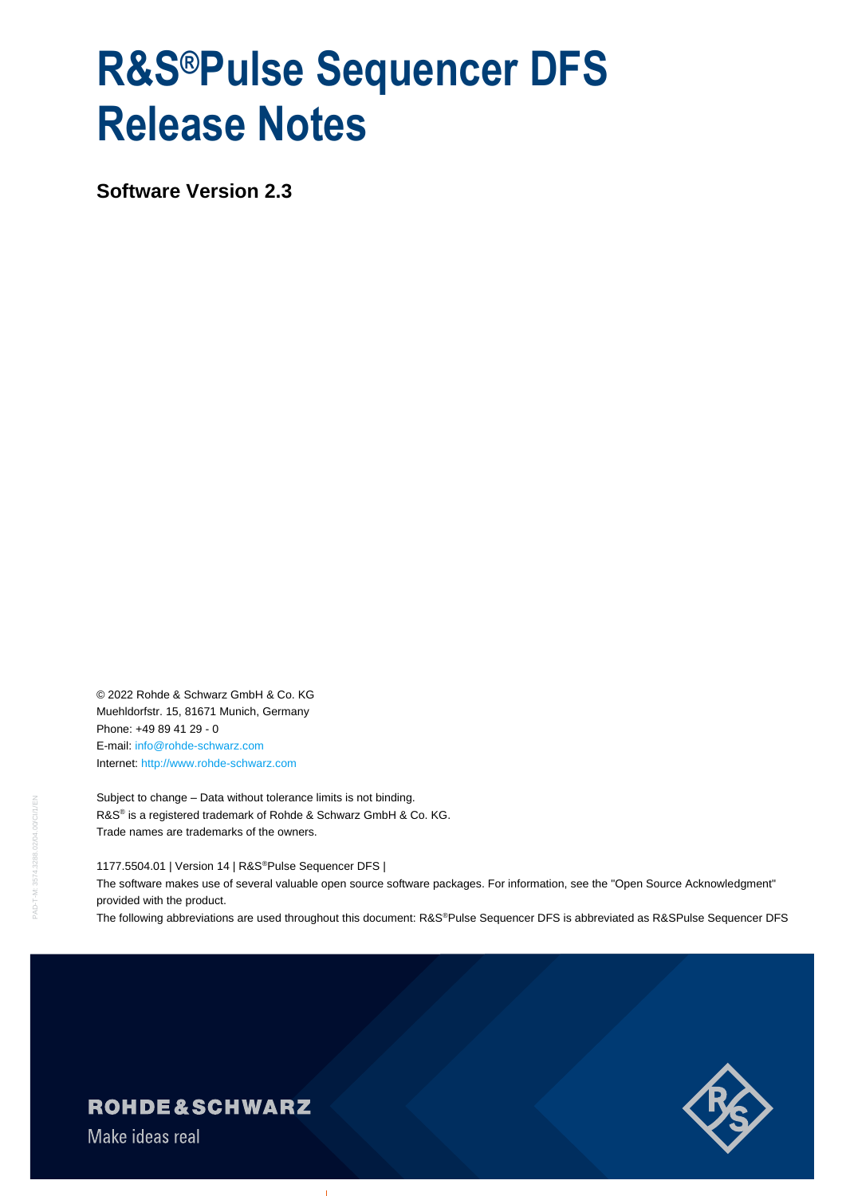# R&S®Pulse Sequencer DFS Release Notes

**Software Version 2.3**

© 2022 Rohde & Schwarz GmbH & Co. KG
Muehldorfstr. 15, 81671 Munich, Germany
Phone: +49 89 41 29 - 0
E-mail: info@rohde-schwarz.com
Internet: http://www.rohde-schwarz.com

Subject to change – Data without tolerance limits is not binding.
R&S® is a registered trademark of Rohde & Schwarz GmbH & Co. KG.
Trade names are trademarks of the owners.

1177.5504.01 | Version 14 | R&S®Pulse Sequencer DFS |
The software makes use of several valuable open source software packages. For information, see the "Open Source Acknowledgment" provided with the product.
The following abbreviations are used throughout this document: R&S®Pulse Sequencer DFS is abbreviated as R&SPulse Sequencer DFS

ROHDE&SCHWARZ
Make ideas real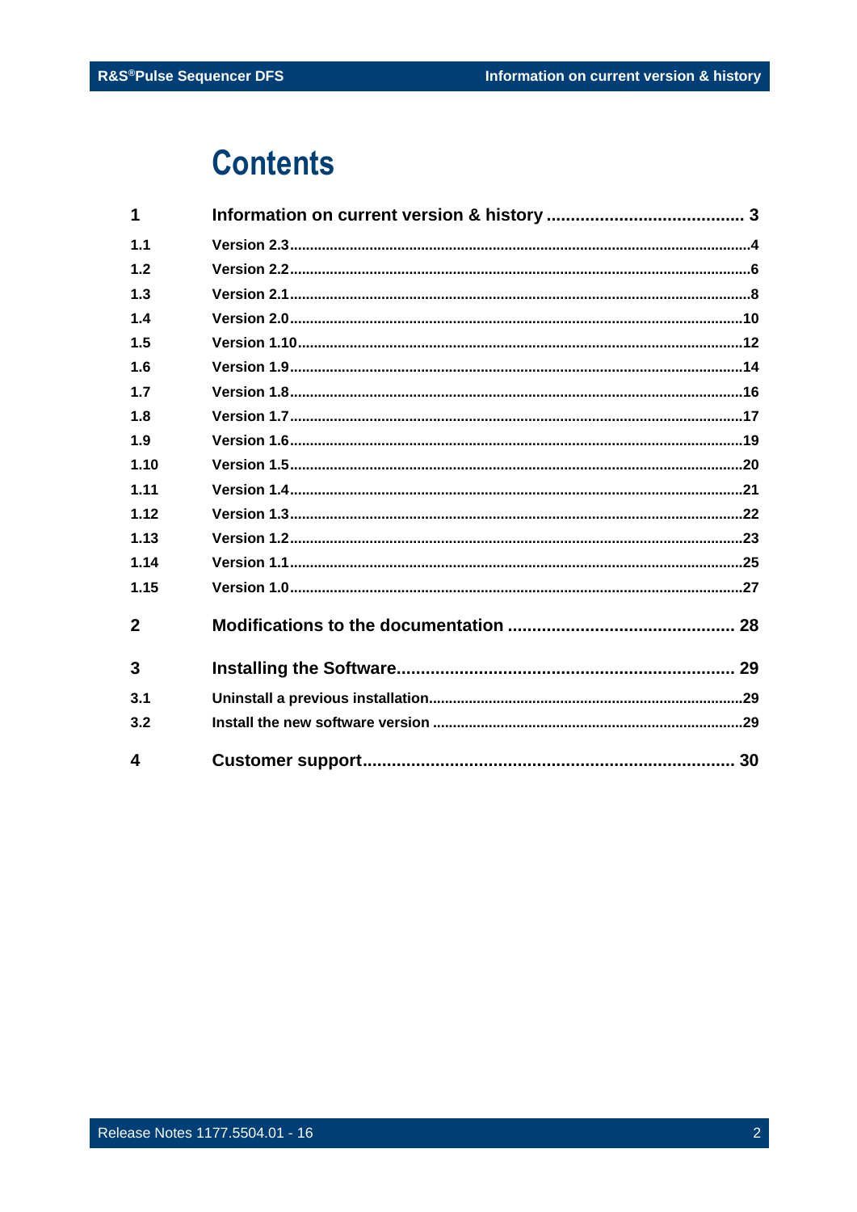# Contents

| | | |
|---|---|---|
| **1** | **Information on current version & history** | **3** |
| 1.1 | Version 2.3 | 4 |
| 1.2 | Version 2.2 | 6 |
| 1.3 | Version 2.1 | 8 |
| 1.4 | Version 2.0 | 10 |
| 1.5 | Version 1.10 | 12 |
| 1.6 | Version 1.9 | 14 |
| 1.7 | Version 1.8 | 16 |
| 1.8 | Version 1.7 | 17 |
| 1.9 | Version 1.6 | 19 |
| 1.10 | Version 1.5 | 20 |
| 1.11 | Version 1.4 | 21 |
| 1.12 | Version 1.3 | 22 |
| 1.13 | Version 1.2 | 23 |
| 1.14 | Version 1.1 | 25 |
| 1.15 | Version 1.0 | 27 |
| **2** | **Modifications to the documentation** | **28** |
| **3** | **Installing the Software** | **29** |
| 3.1 | Uninstall a previous installation | 29 |
| 3.2 | Install the new software version | 29 |
| **4** | **Customer support** | **30** |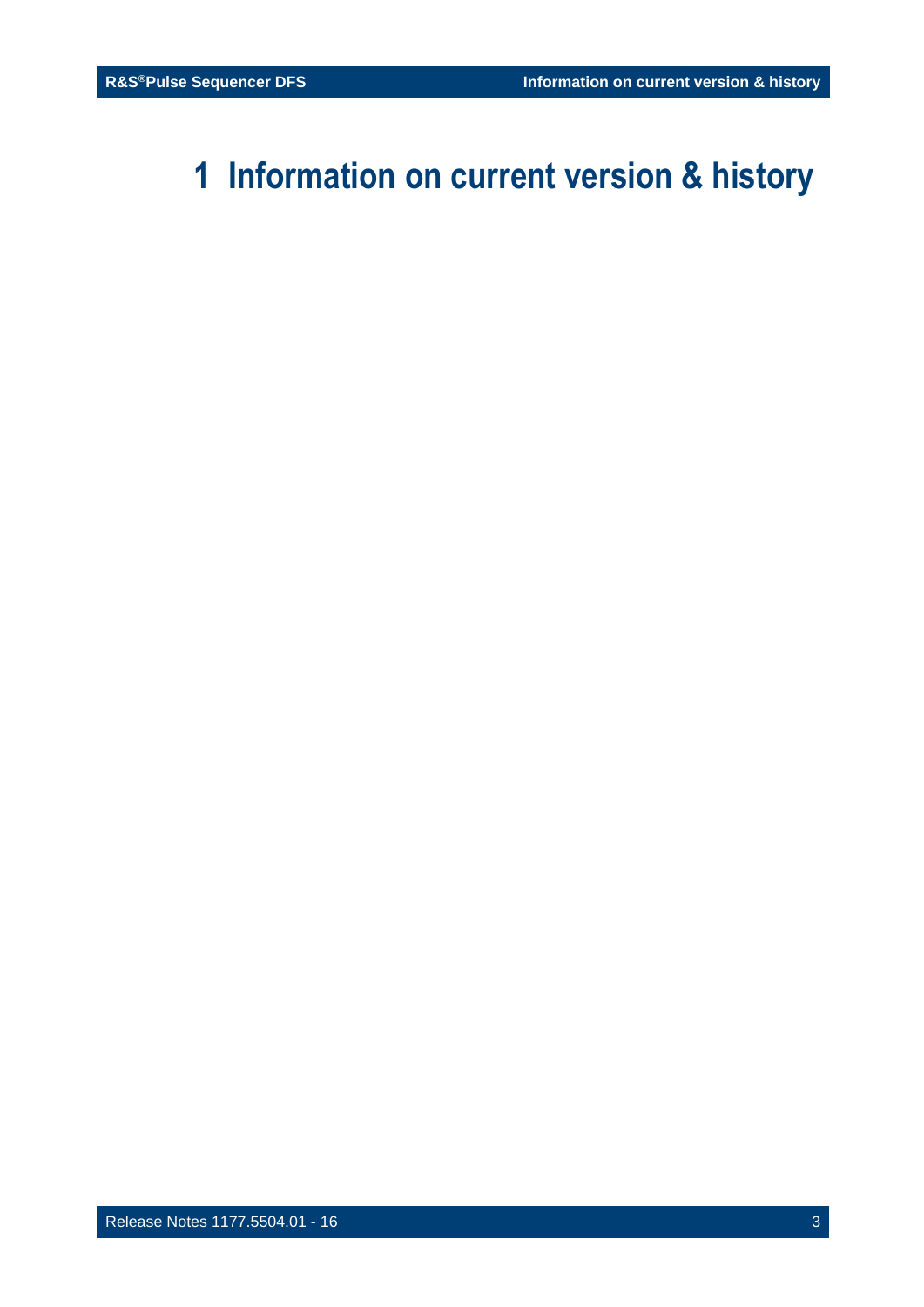# 1 Information on current version & history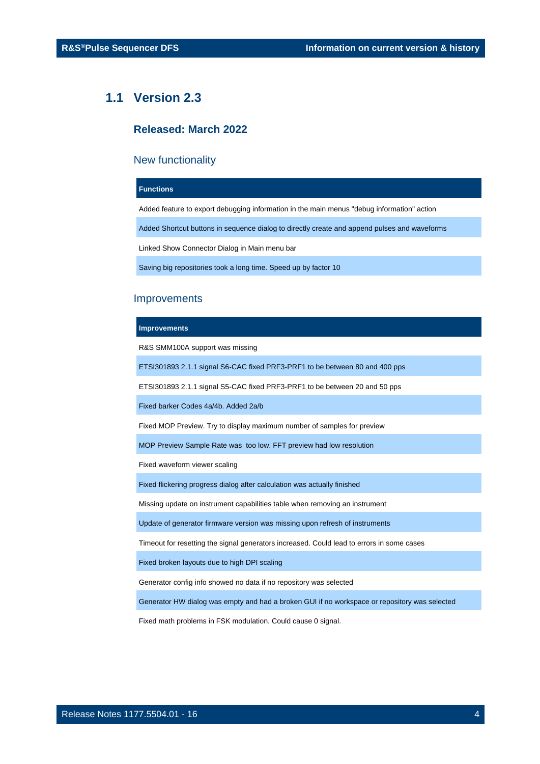## 1.1 Version 2.3

### Released: March 2022

### New functionality

| Functions |
| --- |
| Added feature to export debugging information in the main menus "debug information" action |
| Added Shortcut buttons in sequence dialog to directly create and append pulses and waveforms |
| Linked Show Connector Dialog in Main menu bar |
| Saving big repositories took a long time. Speed up by factor 10 |

### Improvements

| Improvements |
| --- |
| R&S SMM100A support was missing |
| ETSI301893 2.1.1 signal S6-CAC fixed PRF3-PRF1 to be between 80 and 400 pps |
| ETSI301893 2.1.1 signal S5-CAC fixed PRF3-PRF1 to be between 20 and 50 pps |
| Fixed barker Codes 4a/4b. Added 2a/b |
| Fixed MOP Preview. Try to display maximum number of samples for preview |
| MOP Preview Sample Rate was too low. FFT preview had low resolution |
| Fixed waveform viewer scaling |
| Fixed flickering progress dialog after calculation was actually finished |
| Missing update on instrument capabilities table when removing an instrument |
| Update of generator firmware version was missing upon refresh of instruments |
| Timeout for resetting the signal generators increased. Could lead to errors in some cases |
| Fixed broken layouts due to high DPI scaling |
| Generator config info showed no data if no repository was selected |
| Generator HW dialog was empty and had a broken GUI if no workspace or repository was selected |
| Fixed math problems in FSK modulation. Could cause 0 signal. |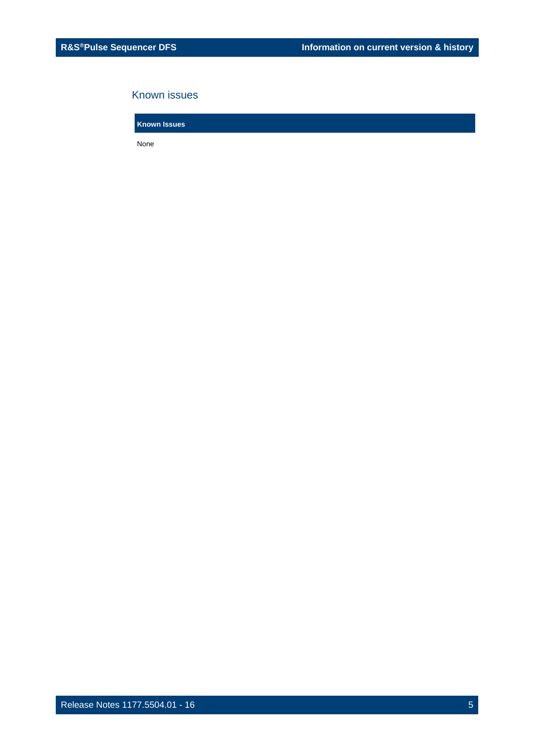## Known issues

| Known Issues |
| --- |
| None |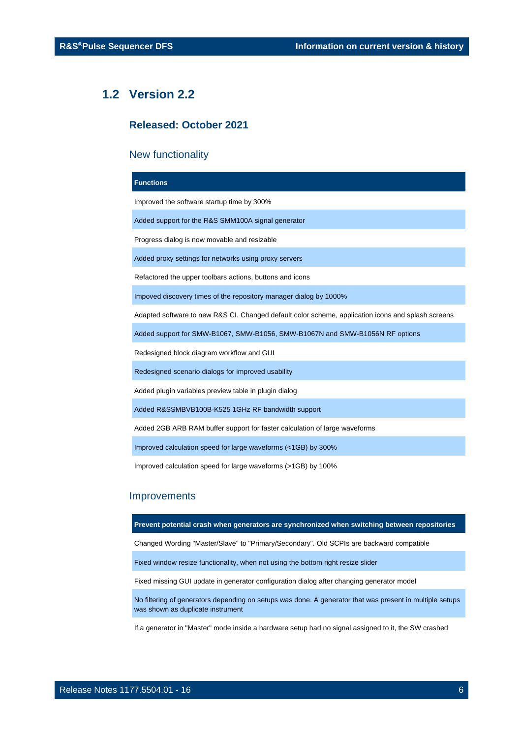## 1.2 Version 2.2

### Released: October 2021

### New functionality

| Functions |
| --- |
| Improved the software startup time by 300% |
| Added support for the R&S SMM100A signal generator |
| Progress dialog is now movable and resizable |
| Added proxy settings for networks using proxy servers |
| Refactored the upper toolbars actions, buttons and icons |
| Impoved discovery times of the repository manager dialog by 1000% |
| Adapted software to new R&S CI. Changed default color scheme, application icons and splash screens |
| Added support for SMW-B1067, SMW-B1056, SMW-B1067N and SMW-B1056N RF options |
| Redesigned block diagram workflow and GUI |
| Redesigned scenario dialogs for improved usability |
| Added plugin variables preview table in plugin dialog |
| Added R&SSMBVB100B-K525 1GHz RF bandwidth support |
| Added 2GB ARB RAM buffer support for faster calculation of large waveforms |
| Improved calculation speed for large waveforms (<1GB) by 300% |
| Improved calculation speed for large waveforms (>1GB) by 100% |

### Improvements

| Prevent potential crash when generators are synchronized when switching between repositories |
| --- |
| Changed Wording "Master/Slave" to "Primary/Secondary". Old SCPIs are backward compatible |
| Fixed window resize functionality, when not using the bottom right resize slider |
| Fixed missing GUI update in generator configuration dialog after changing generator model |
| No filtering of generators depending on setups was done. A generator that was present in multiple setups was shown as duplicate instrument |
| If a generator in "Master" mode inside a hardware setup had no signal assigned to it, the SW crashed |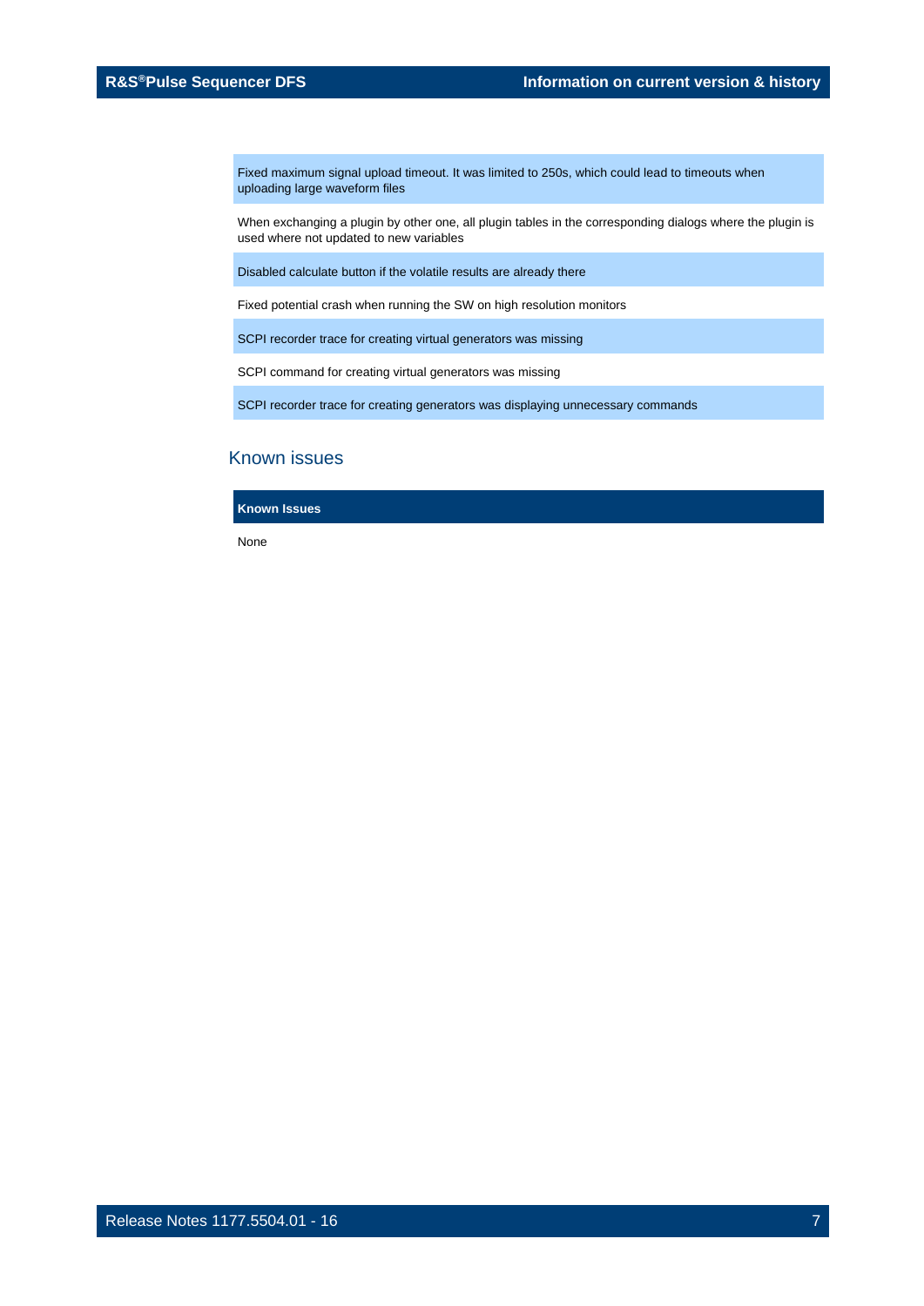| |
|---|
| Fixed maximum signal upload timeout. It was limited to 250s, which could lead to timeouts when uploading large waveform files |
| When exchanging a plugin by other one, all plugin tables in the corresponding dialogs where the plugin is used where not updated to new variables |
| Disabled calculate button if the volatile results are already there |
| Fixed potential crash when running the SW on high resolution monitors |
| SCPI recorder trace for creating virtual generators was missing |
| SCPI command for creating virtual generators was missing |
| SCPI recorder trace for creating generators was displaying unnecessary commands |

## Known issues

| Known Issues |
|---|
| None |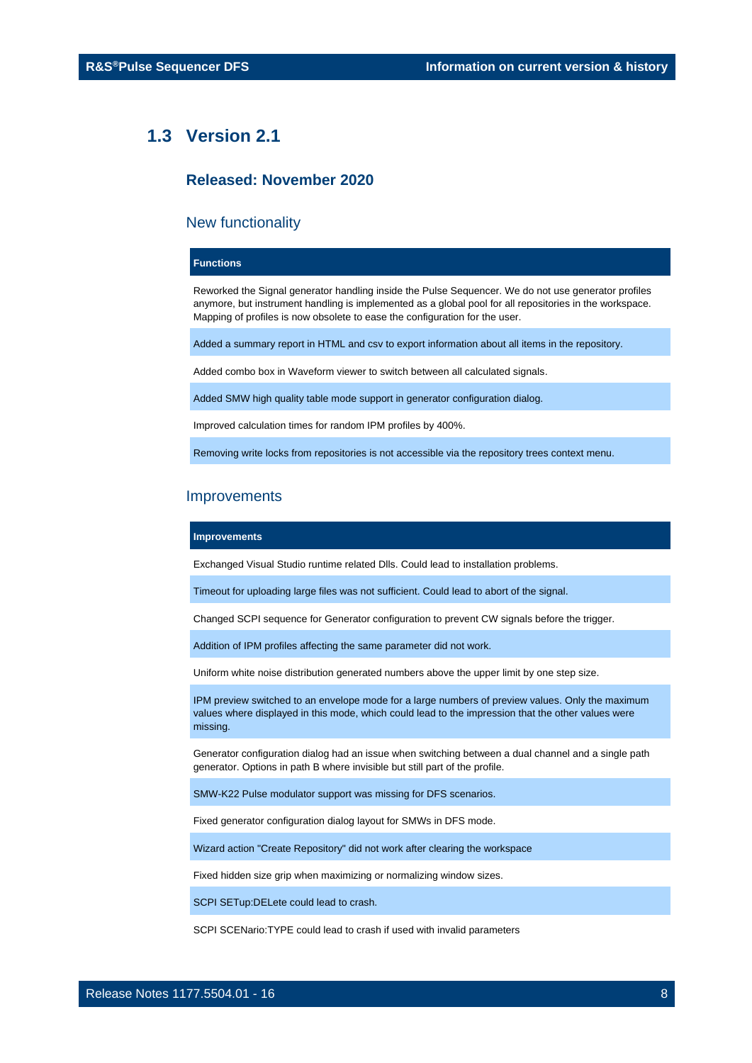## 1.3 Version 2.1

### Released: November 2020

### New functionality

| Functions |
|---|
| Reworked the Signal generator handling inside the Pulse Sequencer. We do not use generator profiles anymore, but instrument handling is implemented as a global pool for all repositories in the workspace. Mapping of profiles is now obsolete to ease the configuration for the user. |
| Added a summary report in HTML and csv to export information about all items in the repository. |
| Added combo box in Waveform viewer to switch between all calculated signals. |
| Added SMW high quality table mode support in generator configuration dialog. |
| Improved calculation times for random IPM profiles by 400%. |
| Removing write locks from repositories is not accessible via the repository trees context menu. |

### Improvements

| Improvements |
|---|
| Exchanged Visual Studio runtime related Dlls. Could lead to installation problems. |
| Timeout for uploading large files was not sufficient. Could lead to abort of the signal. |
| Changed SCPI sequence for Generator configuration to prevent CW signals before the trigger. |
| Addition of IPM profiles affecting the same parameter did not work. |
| Uniform white noise distribution generated numbers above the upper limit by one step size. |
| IPM preview switched to an envelope mode for a large numbers of preview values. Only the maximum values where displayed in this mode, which could lead to the impression that the other values were missing. |
| Generator configuration dialog had an issue when switching between a dual channel and a single path generator. Options in path B where invisible but still part of the profile. |
| SMW-K22 Pulse modulator support was missing for DFS scenarios. |
| Fixed generator configuration dialog layout for SMWs in DFS mode. |
| Wizard action "Create Repository" did not work after clearing the workspace |
| Fixed hidden size grip when maximizing or normalizing window sizes. |
| SCPI SETup:DELete could lead to crash. |
| SCPI SCENario:TYPE could lead to crash if used with invalid parameters |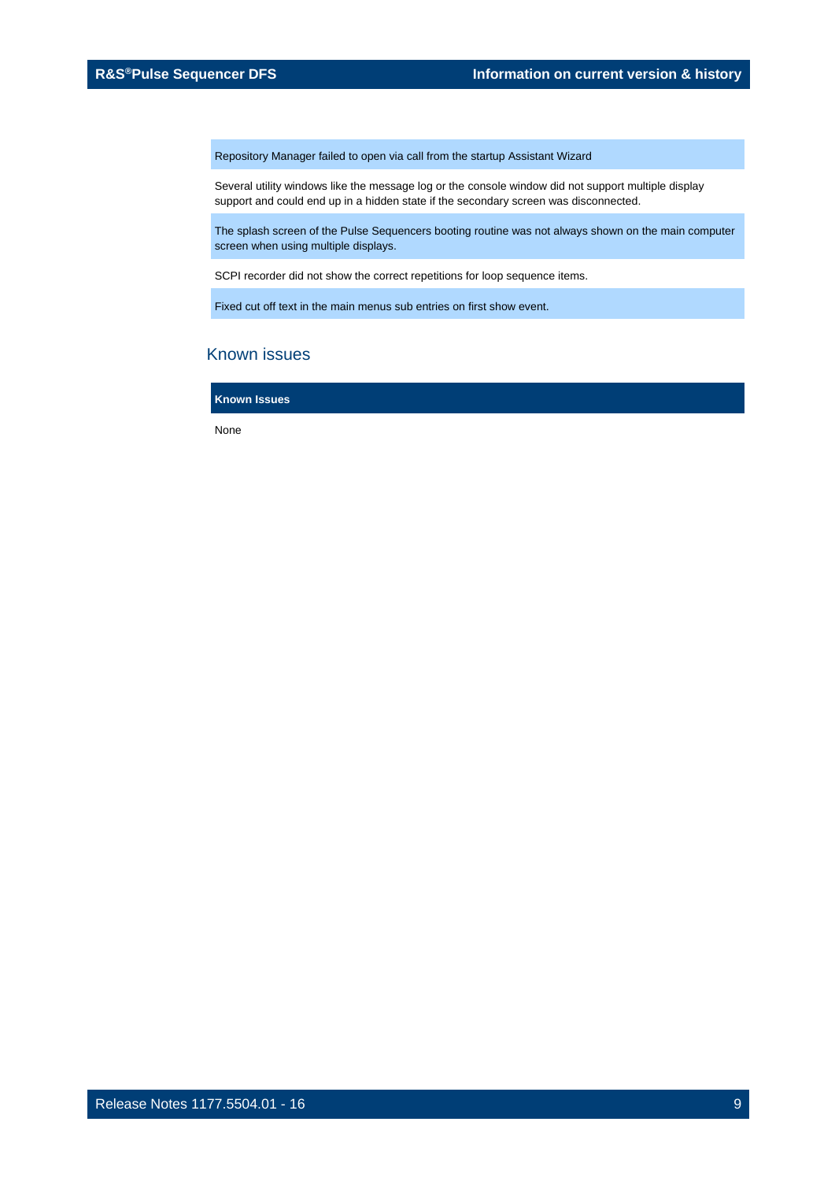| |
|---|
| Repository Manager failed to open via call from the startup Assistant Wizard |
| Several utility windows like the message log or the console window did not support multiple display support and could end up in a hidden state if the secondary screen was disconnected. |
| The splash screen of the Pulse Sequencers booting routine was not always shown on the main computer screen when using multiple displays. |
| SCPI recorder did not show the correct repetitions for loop sequence items. |
| Fixed cut off text in the main menus sub entries on first show event. |

## Known issues

| Known Issues |
|---|
| None |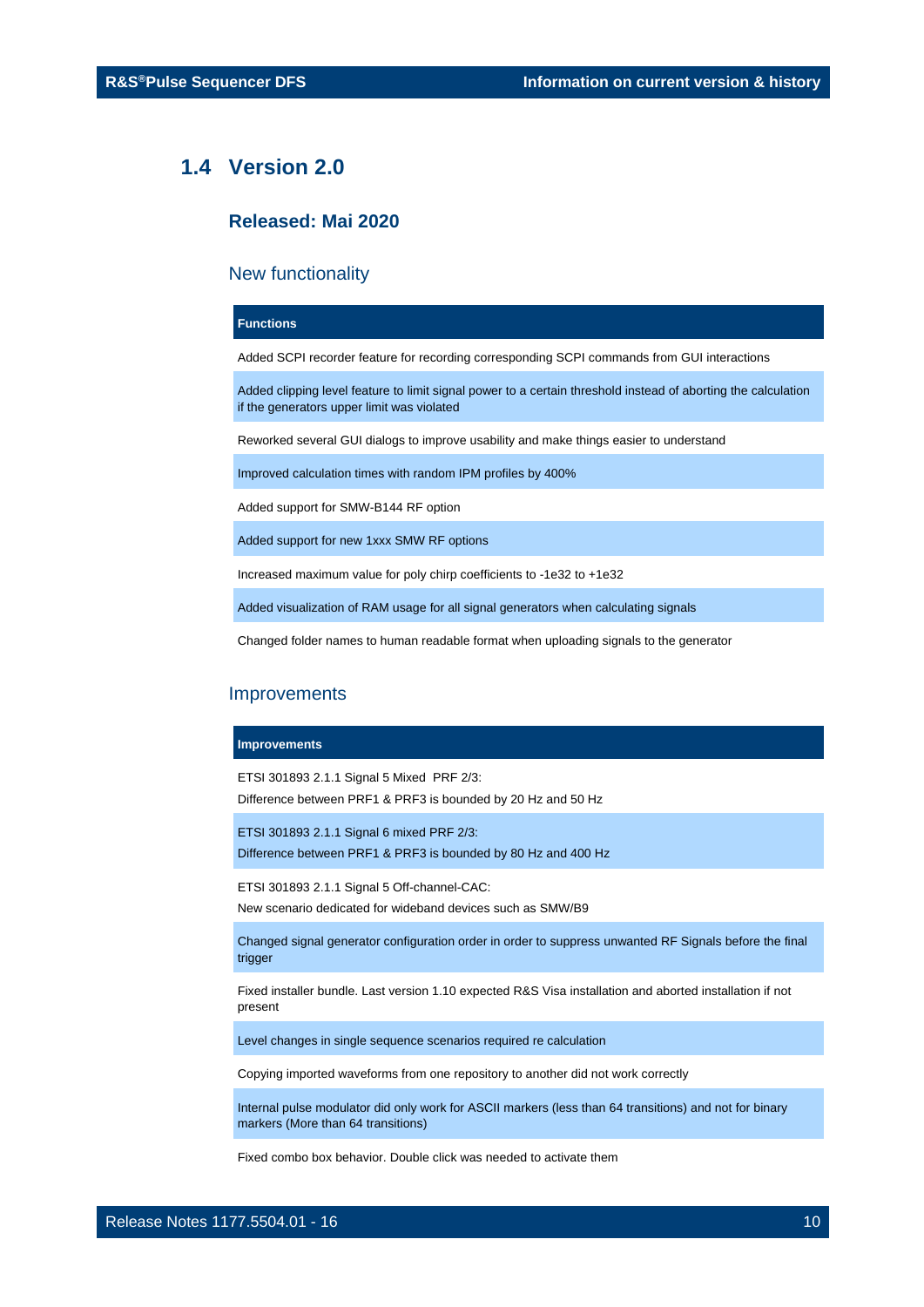## 1.4 Version 2.0

### Released: Mai 2020

#### New functionality

| Functions |
| --- |
| Added SCPI recorder feature for recording corresponding SCPI commands from GUI interactions |
| Added clipping level feature to limit signal power to a certain threshold instead of aborting the calculation if the generators upper limit was violated |
| Reworked several GUI dialogs to improve usability and make things easier to understand |
| Improved calculation times with random IPM profiles by 400% |
| Added support for SMW-B144 RF option |
| Added support for new 1xxx SMW RF options |
| Increased maximum value for poly chirp coefficients to -1e32 to +1e32 |
| Added visualization of RAM usage for all signal generators when calculating signals |
| Changed folder names to human readable format when uploading signals to the generator |

#### Improvements

| Improvements |
| --- |
| ETSI 301893 2.1.1 Signal 5 Mixed PRF 2/3:<br>Difference between PRF1 & PRF3 is bounded by 20 Hz and 50 Hz |
| ETSI 301893 2.1.1 Signal 6 mixed PRF 2/3:<br>Difference between PRF1 & PRF3 is bounded by 80 Hz and 400 Hz |
| ETSI 301893 2.1.1 Signal 5 Off-channel-CAC:<br>New scenario dedicated for wideband devices such as SMW/B9 |
| Changed signal generator configuration order in order to suppress unwanted RF Signals before the final trigger |
| Fixed installer bundle. Last version 1.10 expected R&S Visa installation and aborted installation if not present |
| Level changes in single sequence scenarios required re calculation |
| Copying imported waveforms from one repository to another did not work correctly |
| Internal pulse modulator did only work for ASCII markers (less than 64 transitions) and not for binary markers (More than 64 transitions) |
| Fixed combo box behavior. Double click was needed to activate them |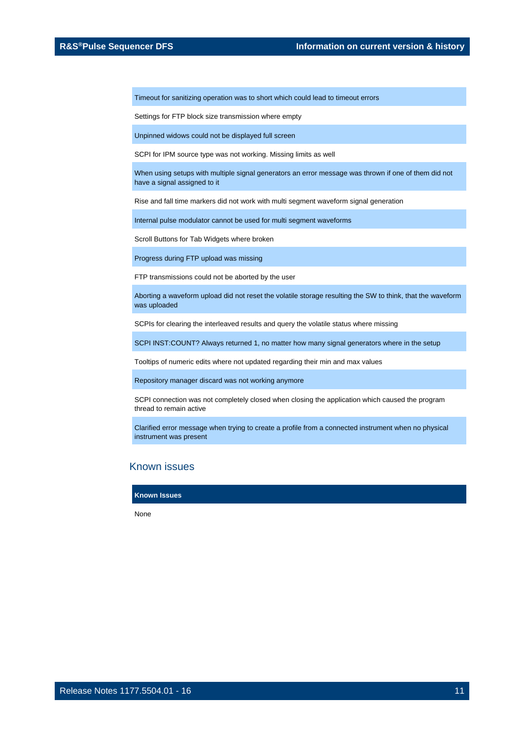| |
|---|
| Timeout for sanitizing operation was to short which could lead to timeout errors |
| Settings for FTP block size transmission where empty |
| Unpinned widows could not be displayed full screen |
| SCPI for IPM source type was not working. Missing limits as well |
| When using setups with multiple signal generators an error message was thrown if one of them did not have a signal assigned to it |
| Rise and fall time markers did not work with multi segment waveform signal generation |
| Internal pulse modulator cannot be used for multi segment waveforms |
| Scroll Buttons for Tab Widgets where broken |
| Progress during FTP upload was missing |
| FTP transmissions could not be aborted by the user |
| Aborting a waveform upload did not reset the volatile storage resulting the SW to think, that the waveform was uploaded |
| SCPIs for clearing the interleaved results and query the volatile status where missing |
| SCPI INST:COUNT? Always returned 1, no matter how many signal generators where in the setup |
| Tooltips of numeric edits where not updated regarding their min and max values |
| Repository manager discard was not working anymore |
| SCPI connection was not completely closed when closing the application which caused the program thread to remain active |
| Clarified error message when trying to create a profile from a connected instrument when no physical instrument was present |

## Known issues

| Known Issues |
|---|
| None |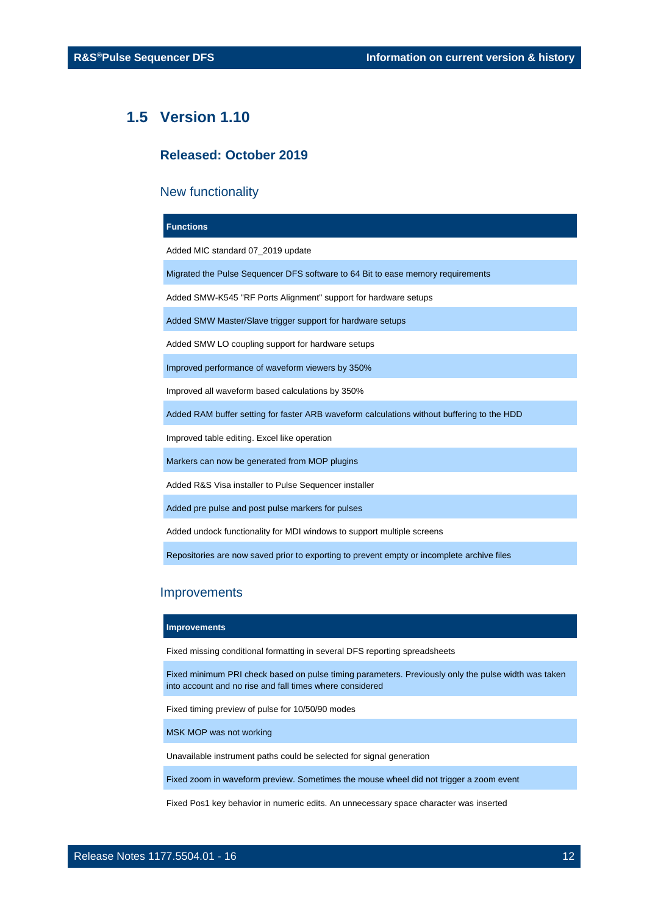## 1.5 Version 1.10

### Released: October 2019

#### New functionality

| Functions |
|---|
| Added MIC standard 07_2019 update |
| Migrated the Pulse Sequencer DFS software to 64 Bit to ease memory requirements |
| Added SMW-K545 "RF Ports Alignment" support for hardware setups |
| Added SMW Master/Slave trigger support for hardware setups |
| Added SMW LO coupling support for hardware setups |
| Improved performance of waveform viewers by 350% |
| Improved all waveform based calculations by 350% |
| Added RAM buffer setting for faster ARB waveform calculations without buffering to the HDD |
| Improved table editing. Excel like operation |
| Markers can now be generated from MOP plugins |
| Added R&S Visa installer to Pulse Sequencer installer |
| Added pre pulse and post pulse markers for pulses |
| Added undock functionality for MDI windows to support multiple screens |
| Repositories are now saved prior to exporting to prevent empty or incomplete archive files |

#### Improvements

| Improvements |
|---|
| Fixed missing conditional formatting in several DFS reporting spreadsheets |
| Fixed minimum PRI check based on pulse timing parameters. Previously only the pulse width was taken into account and no rise and fall times where considered |
| Fixed timing preview of pulse for 10/50/90 modes |
| MSK MOP was not working |
| Unavailable instrument paths could be selected for signal generation |
| Fixed zoom in waveform preview. Sometimes the mouse wheel did not trigger a zoom event |
| Fixed Pos1 key behavior in numeric edits. An unnecessary space character was inserted |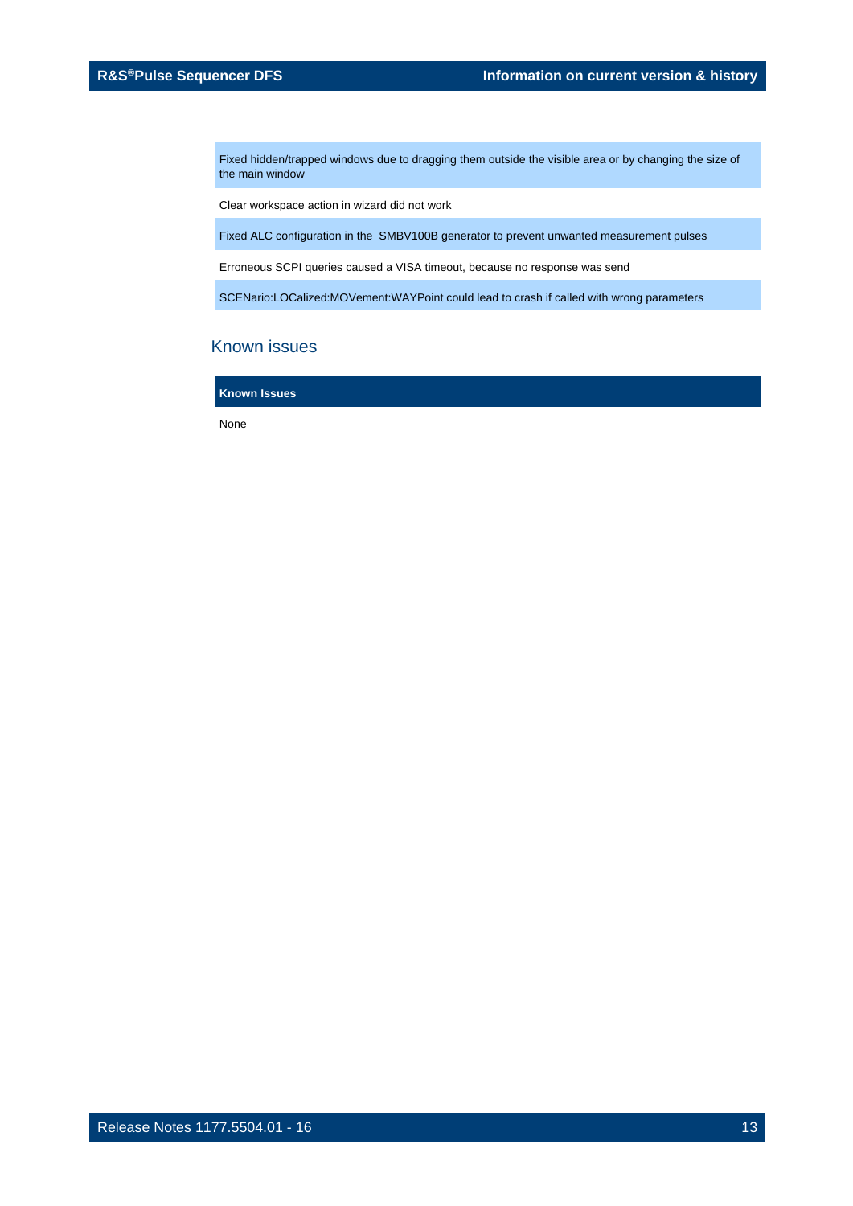| |
|---|
| Fixed hidden/trapped windows due to dragging them outside the visible area or by changing the size of the main window |
| Clear workspace action in wizard did not work |
| Fixed ALC configuration in the  SMBV100B generator to prevent unwanted measurement pulses |
| Erroneous SCPI queries caused a VISA timeout, because no response was send |
| SCENario:LOCalized:MOVement:WAYPoint could lead to crash if called with wrong parameters |

## Known issues

| Known Issues |
|---|
| None |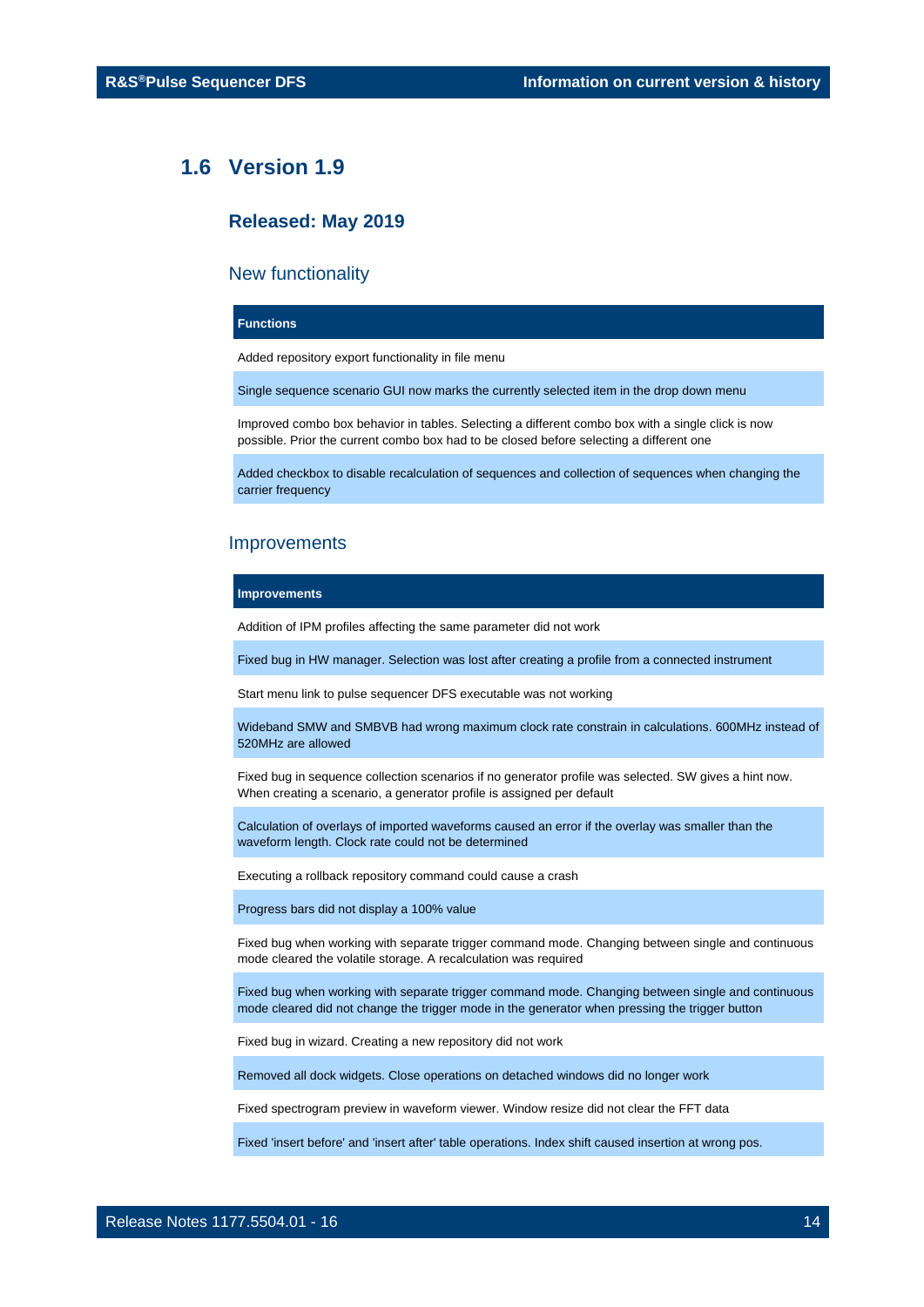## 1.6 Version 1.9

### Released: May 2019

#### New functionality

| Functions |
|---|
| Added repository export functionality in file menu |
| Single sequence scenario GUI now marks the currently selected item in the drop down menu |
| Improved combo box behavior in tables. Selecting a different combo box with a single click is now possible. Prior the current combo box had to be closed before selecting a different one |
| Added checkbox to disable recalculation of sequences and collection of sequences when changing the carrier frequency |

#### Improvements

| Improvements |
|---|
| Addition of IPM profiles affecting the same parameter did not work |
| Fixed bug in HW manager. Selection was lost after creating a profile from a connected instrument |
| Start menu link to pulse sequencer DFS executable was not working |
| Wideband SMW and SMBVB had wrong maximum clock rate constrain in calculations. 600MHz instead of 520MHz are allowed |
| Fixed bug in sequence collection scenarios if no generator profile was selected. SW gives a hint now. When creating a scenario, a generator profile is assigned per default |
| Calculation of overlays of imported waveforms caused an error if the overlay was smaller than the waveform length. Clock rate could not be determined |
| Executing a rollback repository command could cause a crash |
| Progress bars did not display a 100% value |
| Fixed bug when working with separate trigger command mode. Changing between single and continuous mode cleared the volatile storage. A recalculation was required |
| Fixed bug when working with separate trigger command mode. Changing between single and continuous mode cleared did not change the trigger mode in the generator when pressing the trigger button |
| Fixed bug in wizard. Creating a new repository did not work |
| Removed all dock widgets. Close operations on detached windows did no longer work |
| Fixed spectrogram preview in waveform viewer. Window resize did not clear the FFT data |
| Fixed 'insert before' and 'insert after' table operations. Index shift caused insertion at wrong pos. |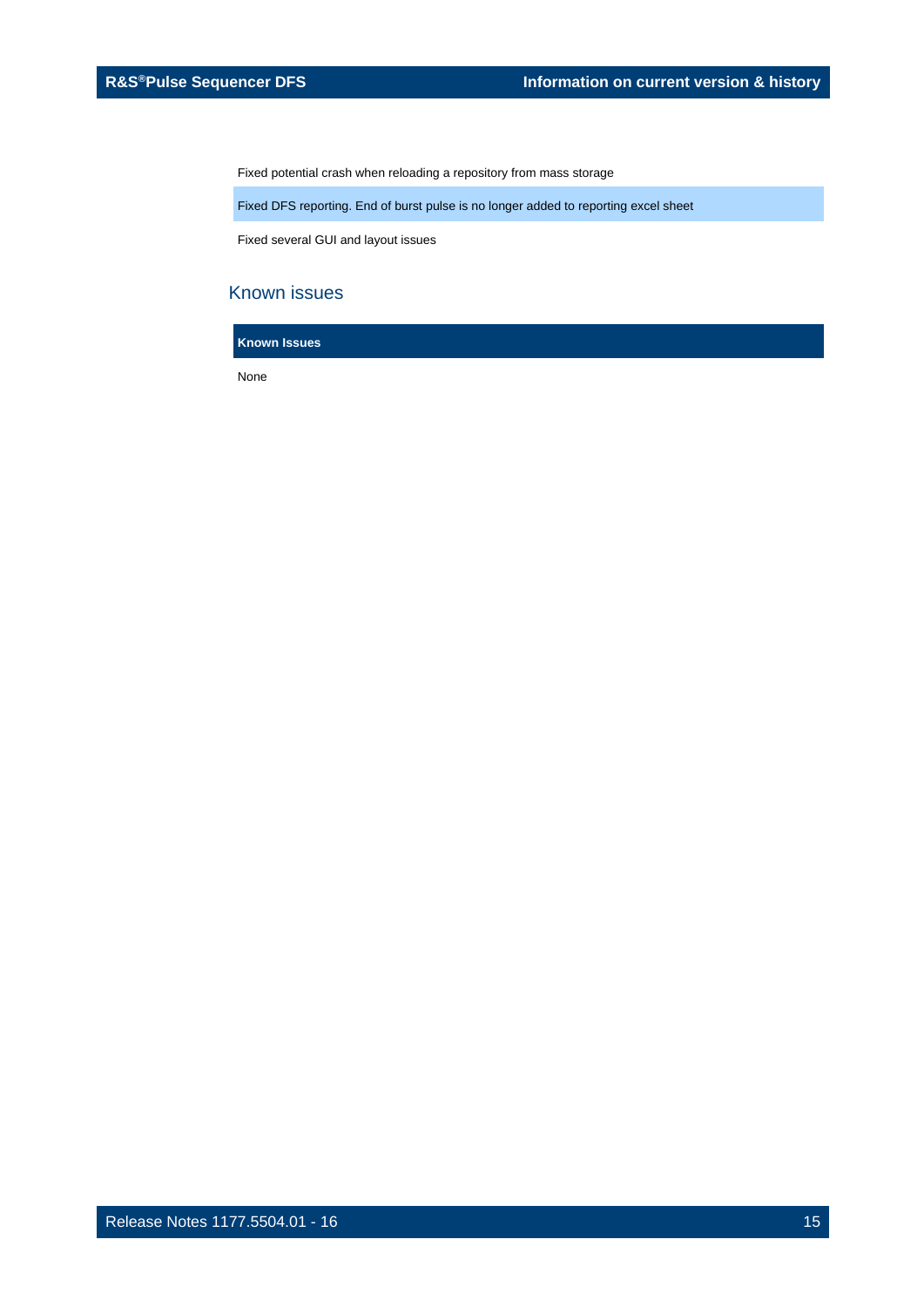Fixed potential crash when reloading a repository from mass storage

Fixed DFS reporting. End of burst pulse is no longer added to reporting excel sheet

Fixed several GUI and layout issues

## Known issues

| Known Issues |
| --- |
| None |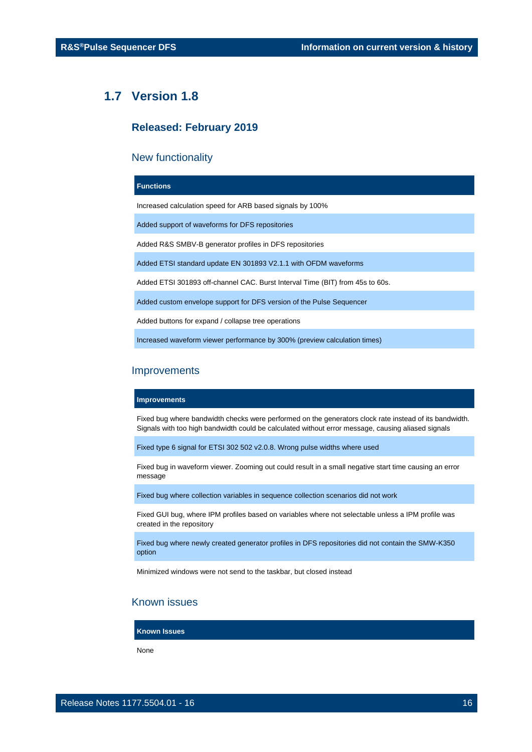## 1.7 Version 1.8

### Released: February 2019

### New functionality

| Functions |
| --- |
| Increased calculation speed for ARB based signals by 100% |
| Added support of waveforms for DFS repositories |
| Added R&S SMBV-B generator profiles in DFS repositories |
| Added ETSI standard update EN 301893 V2.1.1 with OFDM waveforms |
| Added ETSI 301893 off-channel CAC. Burst Interval Time (BIT) from 45s to 60s. |
| Added custom envelope support for DFS version of the Pulse Sequencer |
| Added buttons for expand / collapse tree operations |
| Increased waveform viewer performance by 300% (preview calculation times) |

### Improvements

| Improvements |
| --- |
| Fixed bug where bandwidth checks were performed on the generators clock rate instead of its bandwidth. Signals with too high bandwidth could be calculated without error message, causing aliased signals |
| Fixed type 6 signal for ETSI 302 502 v2.0.8. Wrong pulse widths where used |
| Fixed bug in waveform viewer. Zooming out could result in a small negative start time causing an error message |
| Fixed bug where collection variables in sequence collection scenarios did not work |
| Fixed GUI bug, where IPM profiles based on variables where not selectable unless a IPM profile was created in the repository |
| Fixed bug where newly created generator profiles in DFS repositories did not contain the SMW-K350 option |
| Minimized windows were not send to the taskbar, but closed instead |

### Known issues

| Known Issues |
| --- |
| None |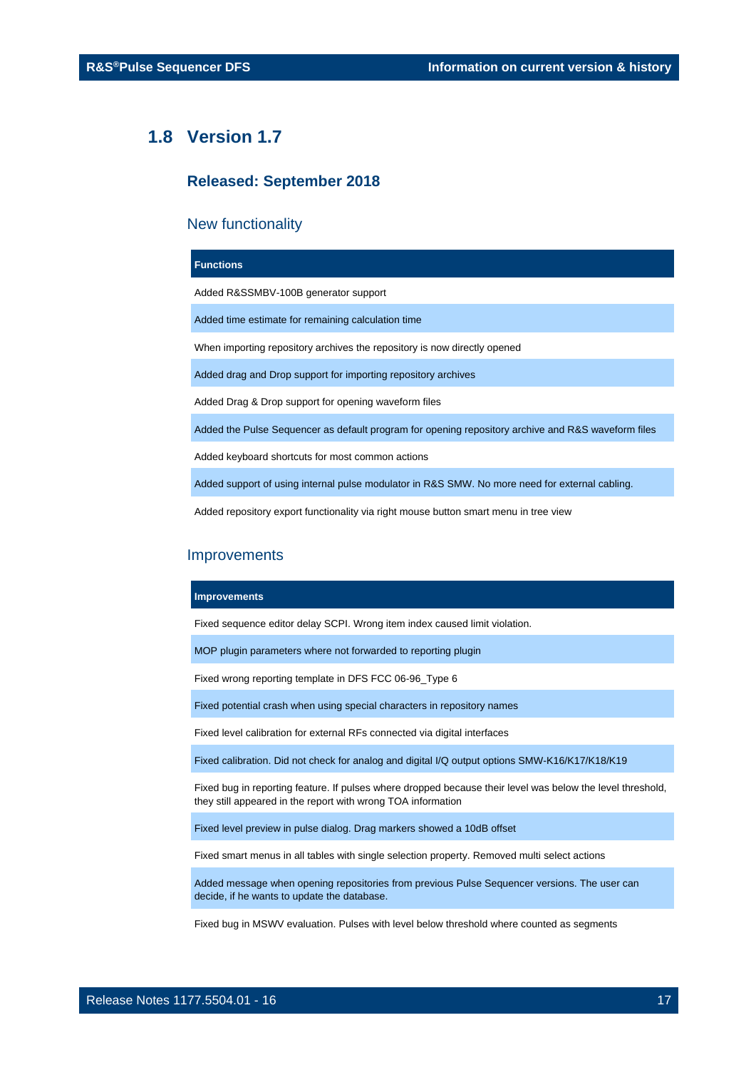## 1.8 Version 1.7

### Released: September 2018

### New functionality

| Functions |
|---|
| Added R&SSMBV-100B generator support |
| Added time estimate for remaining calculation time |
| When importing repository archives the repository is now directly opened |
| Added drag and Drop support for importing repository archives |
| Added Drag & Drop support for opening waveform files |
| Added the Pulse Sequencer as default program for opening repository archive and R&S waveform files |
| Added keyboard shortcuts for most common actions |
| Added support of using internal pulse modulator in R&S SMW. No more need for external cabling. |
| Added repository export functionality via right mouse button smart menu in tree view |

### Improvements

| Improvements |
|---|
| Fixed sequence editor delay SCPI. Wrong item index caused limit violation. |
| MOP plugin parameters where not forwarded to reporting plugin |
| Fixed wrong reporting template in DFS FCC 06-96_Type 6 |
| Fixed potential crash when using special characters in repository names |
| Fixed level calibration for external RFs connected via digital interfaces |
| Fixed calibration. Did not check for analog and digital I/Q output options SMW-K16/K17/K18/K19 |
| Fixed bug in reporting feature. If pulses where dropped because their level was below the level threshold, they still appeared in the report with wrong TOA information |
| Fixed level preview in pulse dialog. Drag markers showed a 10dB offset |
| Fixed smart menus in all tables with single selection property. Removed multi select actions |
| Added message when opening repositories from previous Pulse Sequencer versions. The user can decide, if he wants to update the database. |
| Fixed bug in MSWV evaluation. Pulses with level below threshold where counted as segments |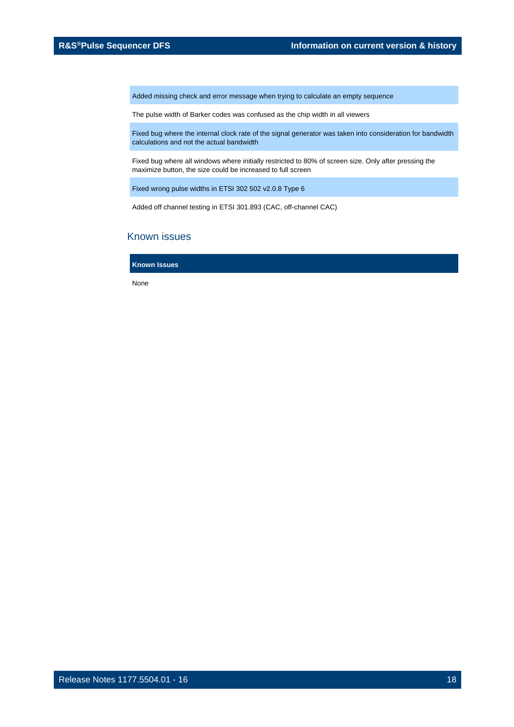| |
|---|
| Added missing check and error message when trying to calculate an empty sequence |
| The pulse width of Barker codes was confused as the chip width in all viewers |
| Fixed bug where the internal clock rate of the signal generator was taken into consideration for bandwidth calculations and not the actual bandwidth |
| Fixed bug where all windows where initially restricted to 80% of screen size. Only after pressing the maximize button, the size could be increased to full screen |
| Fixed wrong pulse widths in ETSI 302 502 v2.0.8 Type 6 |
| Added off channel testing in ETSI 301.893 (CAC, off-channel CAC) |

## Known issues

| Known Issues |
|---|
| None |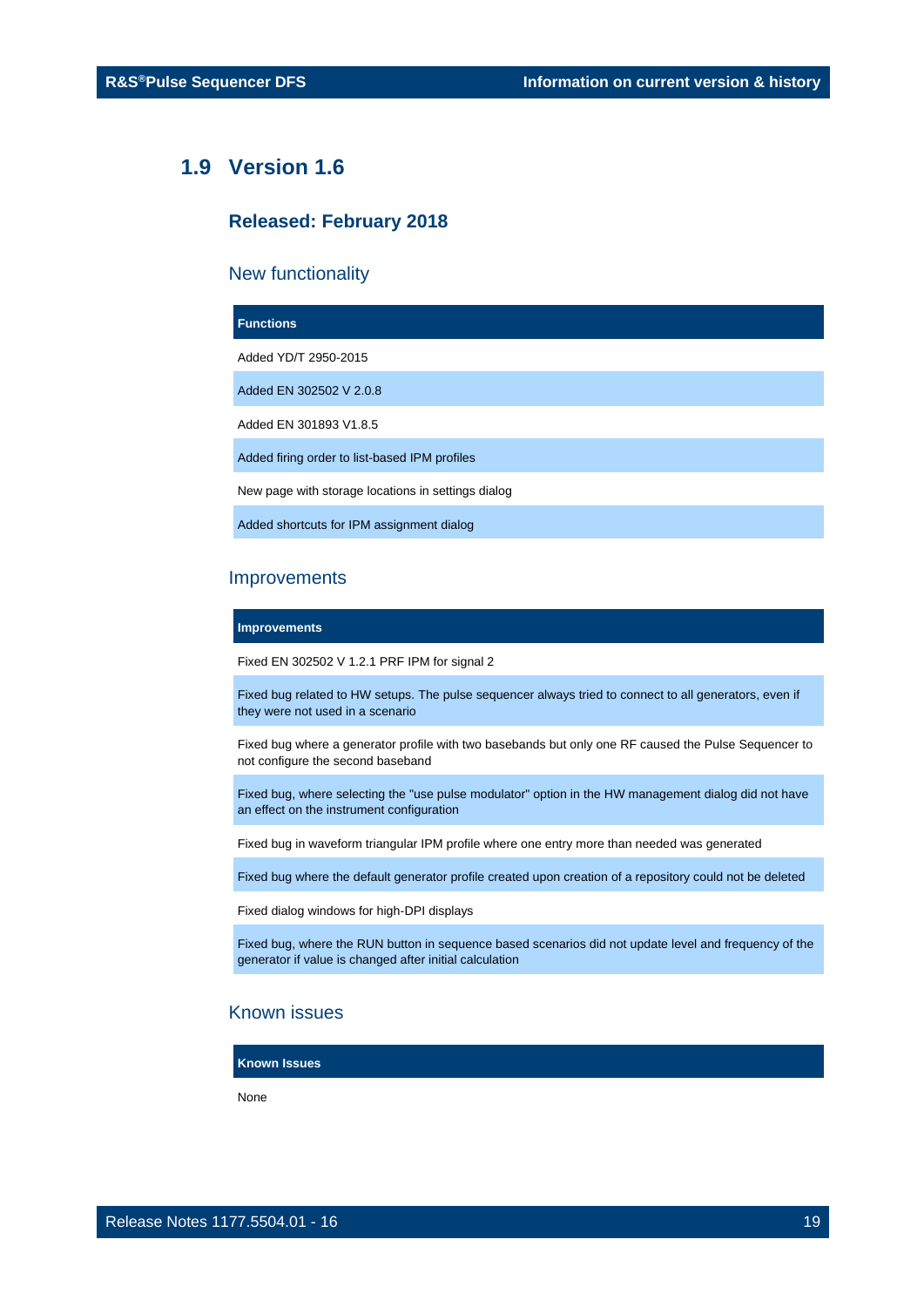## 1.9 Version 1.6

### Released: February 2018

### New functionality

| Functions |
| --- |
| Added YD/T 2950-2015 |
| Added EN 302502 V 2.0.8 |
| Added EN 301893 V1.8.5 |
| Added firing order to list-based IPM profiles |
| New page with storage locations in settings dialog |
| Added shortcuts for IPM assignment dialog |

### Improvements

| Improvements |
| --- |
| Fixed EN 302502 V 1.2.1 PRF IPM for signal 2 |
| Fixed bug related to HW setups. The pulse sequencer always tried to connect to all generators, even if they were not used in a scenario |
| Fixed bug where a generator profile with two basebands but only one RF caused the Pulse Sequencer to not configure the second baseband |
| Fixed bug, where selecting the "use pulse modulator" option in the HW management dialog did not have an effect on the instrument configuration |
| Fixed bug in waveform triangular IPM profile where one entry more than needed was generated |
| Fixed bug where the default generator profile created upon creation of a repository could not be deleted |
| Fixed dialog windows for high-DPI displays |
| Fixed bug, where the RUN button in sequence based scenarios did not update level and frequency of the generator if value is changed after initial calculation |

### Known issues

| Known Issues |
| --- |
| None |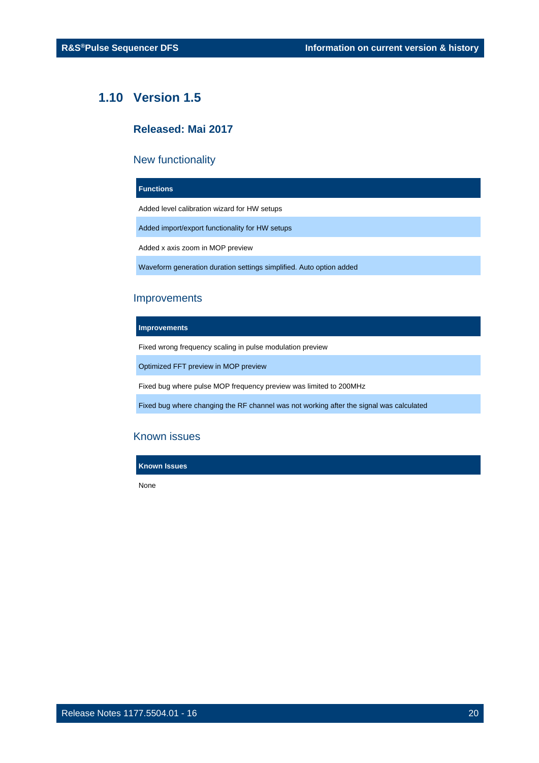## 1.10 Version 1.5

### Released: Mai 2017

### New functionality

| Functions |
|---|
| Added level calibration wizard for HW setups |
| Added import/export functionality for HW setups |
| Added x axis zoom in MOP preview |
| Waveform generation duration settings simplified. Auto option added |

### Improvements

| Improvements |
|---|
| Fixed wrong frequency scaling in pulse modulation preview |
| Optimized FFT preview in MOP preview |
| Fixed bug where pulse MOP frequency preview was limited to 200MHz |
| Fixed bug where changing the RF channel was not working after the signal was calculated |

### Known issues

| Known Issues |
|---|
| None |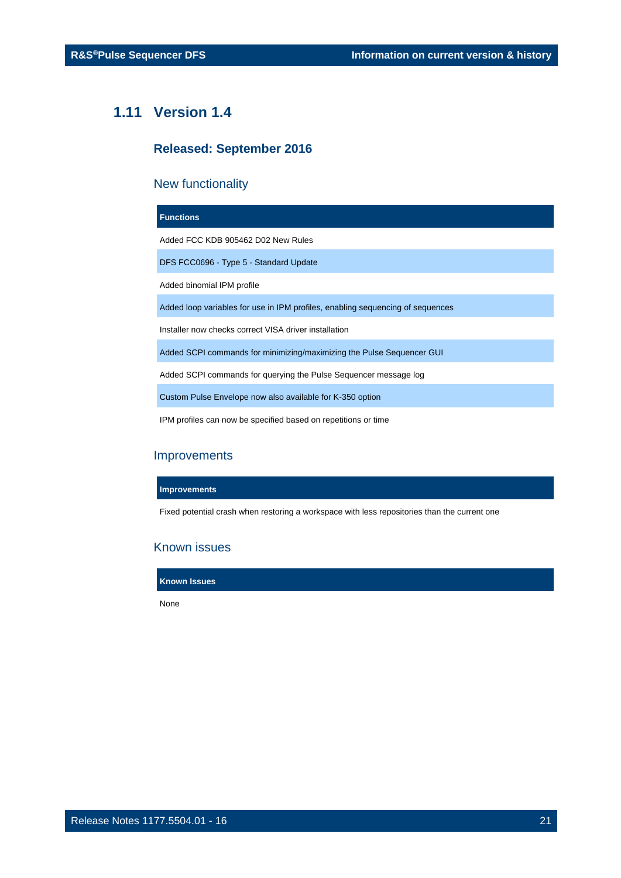## 1.11 Version 1.4

### Released: September 2016

#### New functionality

| Functions |
|---|
| Added FCC KDB 905462 D02 New Rules |
| DFS FCC0696 - Type 5 - Standard Update |
| Added binomial IPM profile |
| Added loop variables for use in IPM profiles, enabling sequencing of sequences |
| Installer now checks correct VISA driver installation |
| Added SCPI commands for minimizing/maximizing the Pulse Sequencer GUI |
| Added SCPI commands for querying the Pulse Sequencer message log |
| Custom Pulse Envelope now also available for K-350 option |
| IPM profiles can now be specified based on repetitions or time |

#### Improvements

| Improvements |
|---|
| Fixed potential crash when restoring a workspace with less repositories than the current one |

#### Known issues

| Known Issues |
|---|
| None |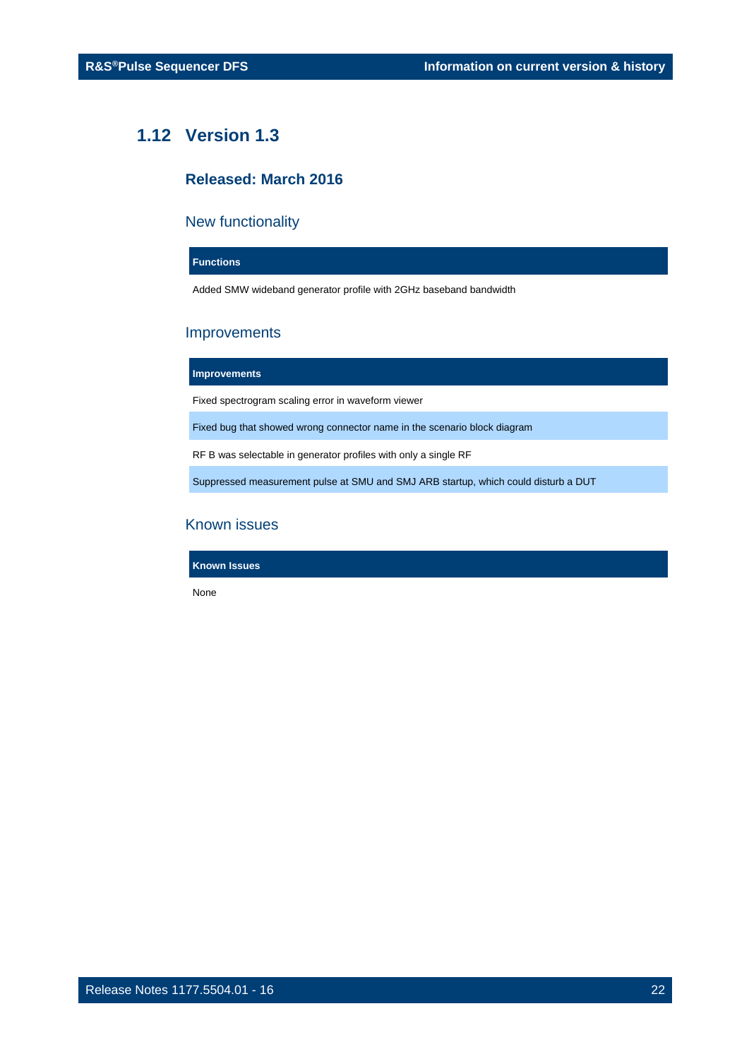## 1.12 Version 1.3

### Released: March 2016

#### New functionality

| Functions |
| --- |
| Added SMW wideband generator profile with 2GHz baseband bandwidth |

#### Improvements

| Improvements |
| --- |
| Fixed spectrogram scaling error in waveform viewer |
| Fixed bug that showed wrong connector name in the scenario block diagram |
| RF B was selectable in generator profiles with only a single RF |
| Suppressed measurement pulse at SMU and SMJ ARB startup, which could disturb a DUT |

#### Known issues

| Known Issues |
| --- |
| None |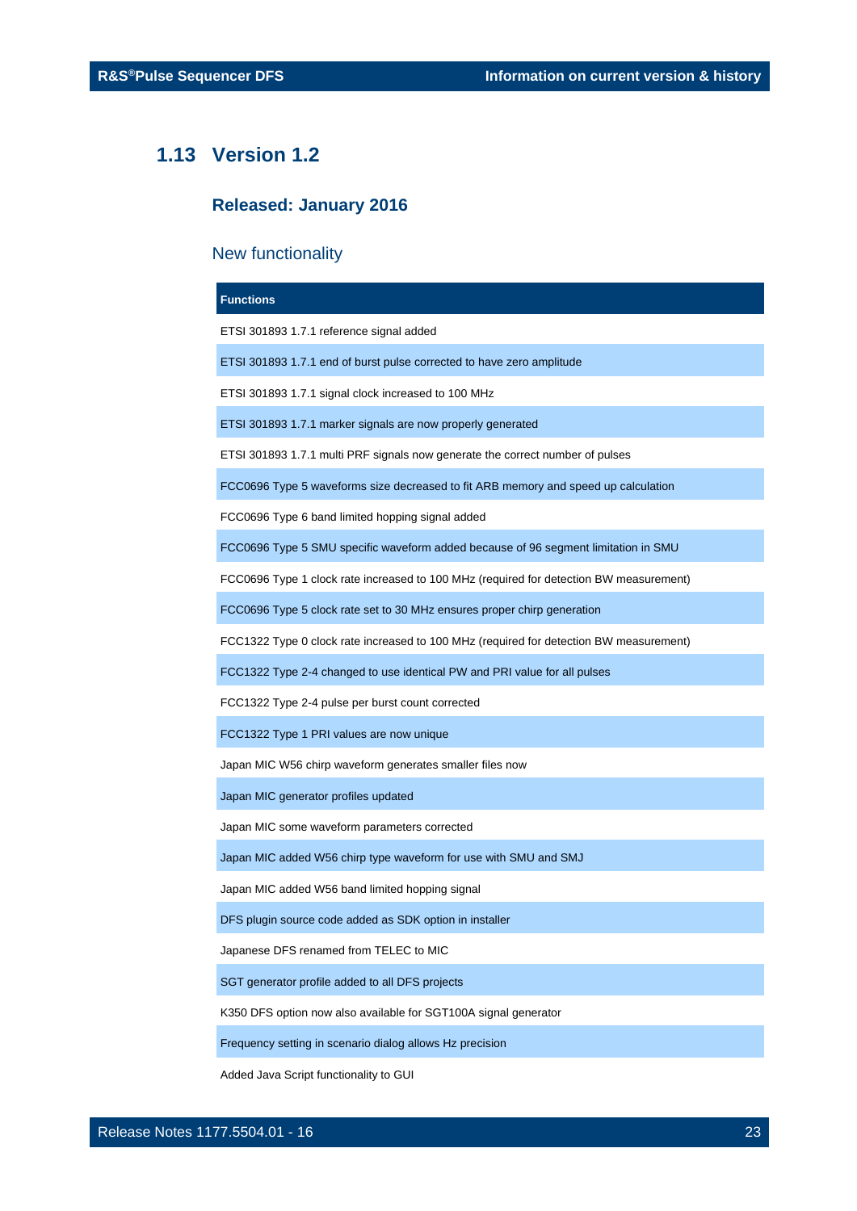## 1.13 Version 1.2

### Released: January 2016

#### New functionality

| Functions |
|---|
| ETSI 301893 1.7.1 reference signal added |
| ETSI 301893 1.7.1 end of burst pulse corrected to have zero amplitude |
| ETSI 301893 1.7.1 signal clock increased to 100 MHz |
| ETSI 301893 1.7.1 marker signals are now properly generated |
| ETSI 301893 1.7.1 multi PRF signals now generate the correct number of pulses |
| FCC0696 Type 5 waveforms size decreased to fit ARB memory and speed up calculation |
| FCC0696 Type 6 band limited hopping signal added |
| FCC0696 Type 5 SMU specific waveform added because of 96 segment limitation in SMU |
| FCC0696 Type 1 clock rate increased to 100 MHz (required for detection BW measurement) |
| FCC0696 Type 5 clock rate set to 30 MHz ensures proper chirp generation |
| FCC1322 Type 0 clock rate increased to 100 MHz (required for detection BW measurement) |
| FCC1322 Type 2-4 changed to use identical PW and PRI value for all pulses |
| FCC1322 Type 2-4 pulse per burst count corrected |
| FCC1322 Type 1 PRI values are now unique |
| Japan MIC W56 chirp waveform generates smaller files now |
| Japan MIC generator profiles updated |
| Japan MIC some waveform parameters corrected |
| Japan MIC added W56 chirp type waveform for use with SMU and SMJ |
| Japan MIC added W56 band limited hopping signal |
| DFS plugin source code added as SDK option in installer |
| Japanese DFS renamed from TELEC to MIC |
| SGT generator profile added to all DFS projects |
| K350 DFS option now also available for SGT100A signal generator |
| Frequency setting in scenario dialog allows Hz precision |
| Added Java Script functionality to GUI |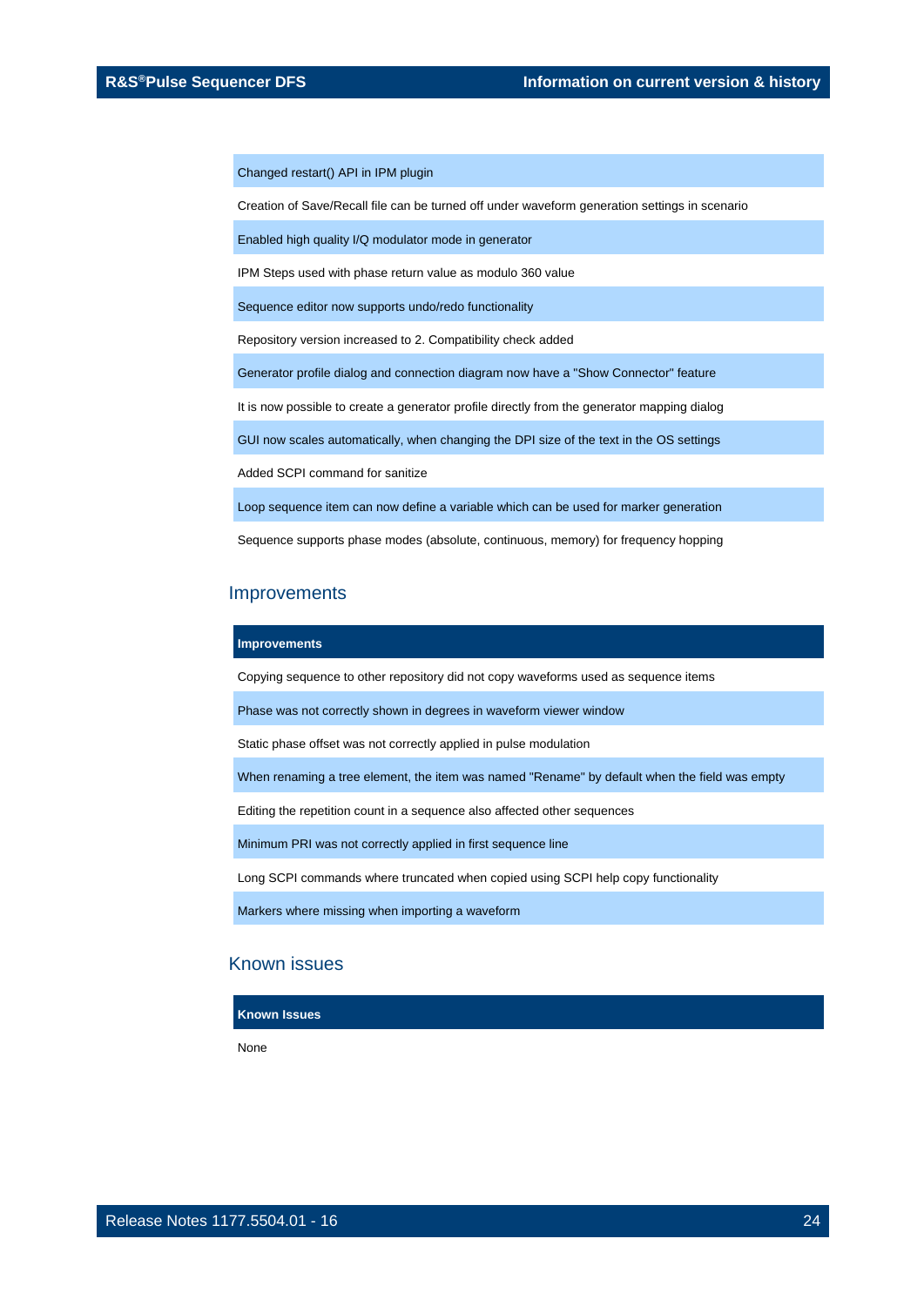| |
|---|
| Changed restart() API in IPM plugin |
| Creation of Save/Recall file can be turned off under waveform generation settings in scenario |
| Enabled high quality I/Q modulator mode in generator |
| IPM Steps used with phase return value as modulo 360 value |
| Sequence editor now supports undo/redo functionality |
| Repository version increased to 2. Compatibility check added |
| Generator profile dialog and connection diagram now have a "Show Connector" feature |
| It is now possible to create a generator profile directly from the generator mapping dialog |
| GUI now scales automatically, when changing the DPI size of the text in the OS settings |
| Added SCPI command for sanitize |
| Loop sequence item can now define a variable which can be used for marker generation |
| Sequence supports phase modes (absolute, continuous, memory) for frequency hopping |

## Improvements

| Improvements |
|---|
| Copying sequence to other repository did not copy waveforms used as sequence items |
| Phase was not correctly shown in degrees in waveform viewer window |
| Static phase offset was not correctly applied in pulse modulation |
| When renaming a tree element, the item was named "Rename" by default when the field was empty |
| Editing the repetition count in a sequence also affected other sequences |
| Minimum PRI was not correctly applied in first sequence line |
| Long SCPI commands where truncated when copied using SCPI help copy functionality |
| Markers where missing when importing a waveform |

## Known issues

| Known Issues |
|---|
| None |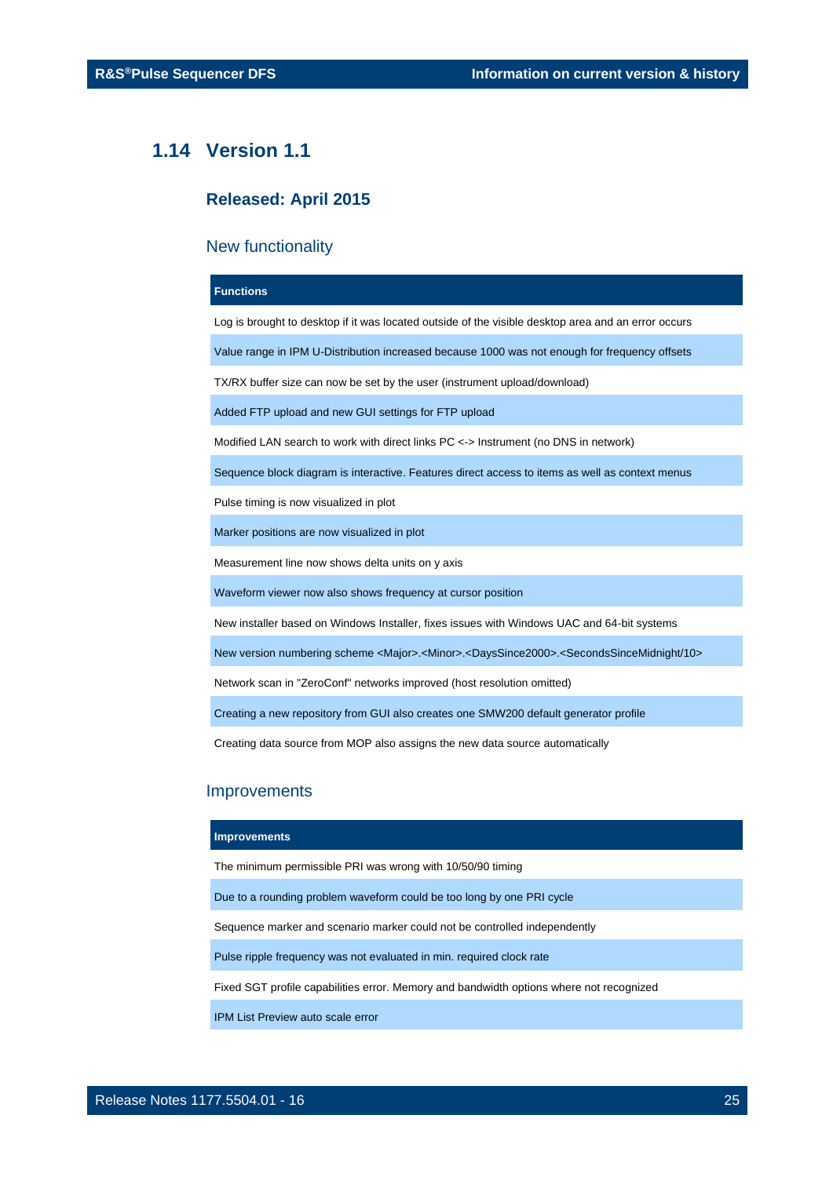## 1.14 Version 1.1

### Released: April 2015

### New functionality

| Functions |
|---|
| Log is brought to desktop if it was located outside of the visible desktop area and an error occurs |
| Value range in IPM U-Distribution increased because 1000 was not enough for frequency offsets |
| TX/RX buffer size can now be set by the user (instrument upload/download) |
| Added FTP upload and new GUI settings for FTP upload |
| Modified LAN search to work with direct links PC <-> Instrument (no DNS in network) |
| Sequence block diagram is interactive. Features direct access to items as well as context menus |
| Pulse timing is now visualized in plot |
| Marker positions are now visualized in plot |
| Measurement line now shows delta units on y axis |
| Waveform viewer now also shows frequency at cursor position |
| New installer based on Windows Installer, fixes issues with Windows UAC and 64-bit systems |
| New version numbering scheme <Major>.<Minor>.<DaysSince2000>.<SecondsSinceMidnight/10> |
| Network scan in "ZeroConf" networks improved (host resolution omitted) |
| Creating a new repository from GUI also creates one SMW200 default generator profile |
| Creating data source from MOP also assigns the new data source automatically |

### Improvements

| Improvements |
|---|
| The minimum permissible PRI was wrong with 10/50/90 timing |
| Due to a rounding problem waveform could be too long by one PRI cycle |
| Sequence marker and scenario marker could not be controlled independently |
| Pulse ripple frequency was not evaluated in min. required clock rate |
| Fixed SGT profile capabilities error. Memory and bandwidth options where not recognized |
| IPM List Preview auto scale error |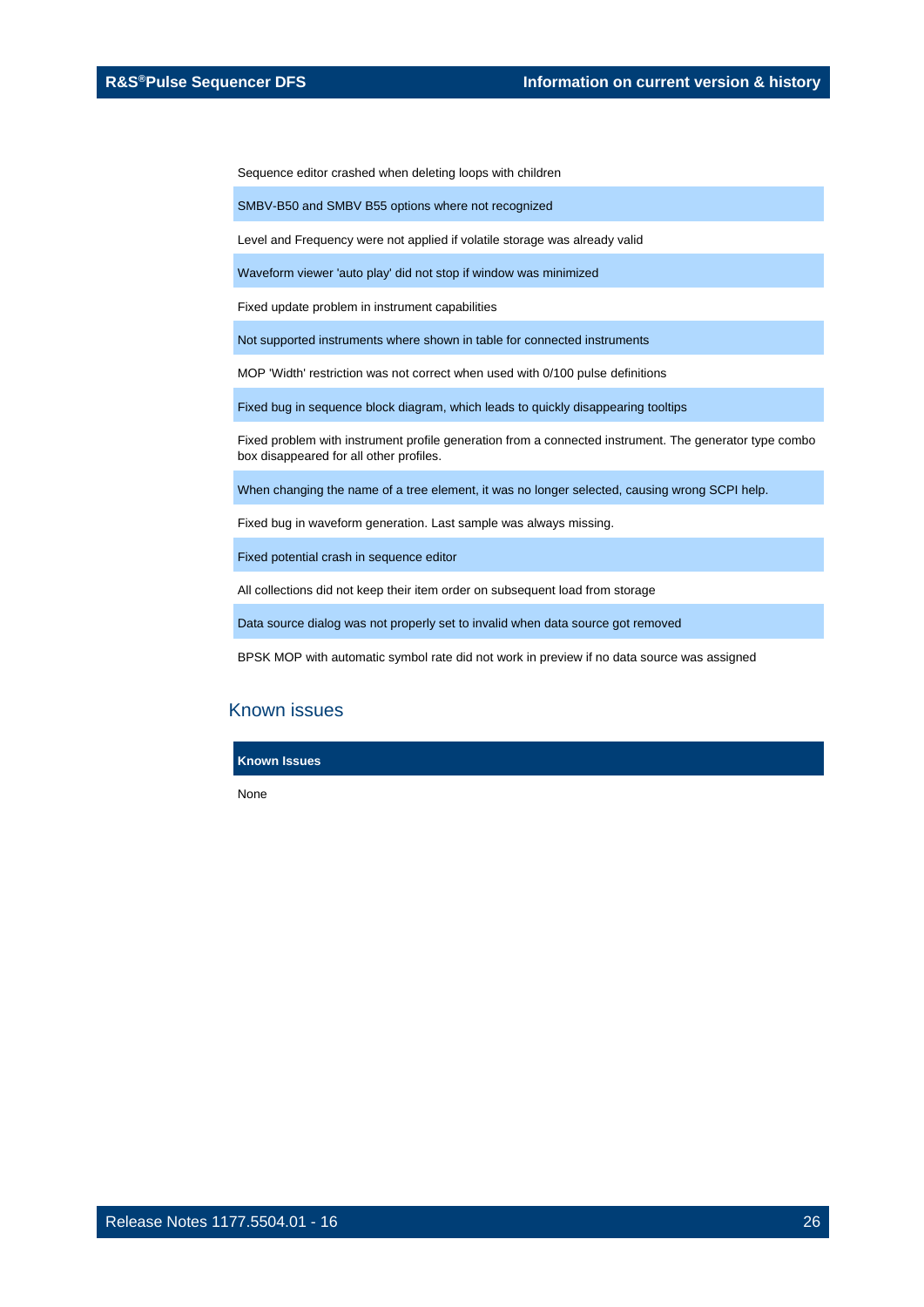| |
|---|
| Sequence editor crashed when deleting loops with children |
| SMBV-B50 and SMBV B55 options where not recognized |
| Level and Frequency were not applied if volatile storage was already valid |
| Waveform viewer 'auto play' did not stop if window was minimized |
| Fixed update problem in instrument capabilities |
| Not supported instruments where shown in table for connected instruments |
| MOP 'Width' restriction was not correct when used with 0/100 pulse definitions |
| Fixed bug in sequence block diagram, which leads to quickly disappearing tooltips |
| Fixed problem with instrument profile generation from a connected instrument. The generator type combo box disappeared for all other profiles. |
| When changing the name of a tree element, it was no longer selected, causing wrong SCPI help. |
| Fixed bug in waveform generation. Last sample was always missing. |
| Fixed potential crash in sequence editor |
| All collections did not keep their item order on subsequent load from storage |
| Data source dialog was not properly set to invalid when data source got removed |
| BPSK MOP with automatic symbol rate did not work in preview if no data source was assigned |

## Known issues

| **Known Issues** |
|---|
| None |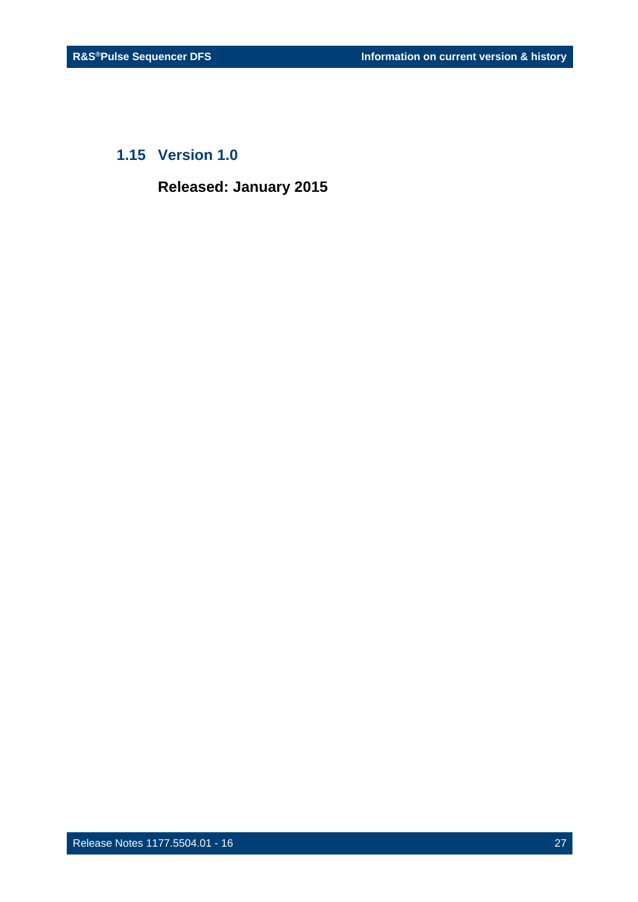## 1.15 Version 1.0

**Released: January 2015**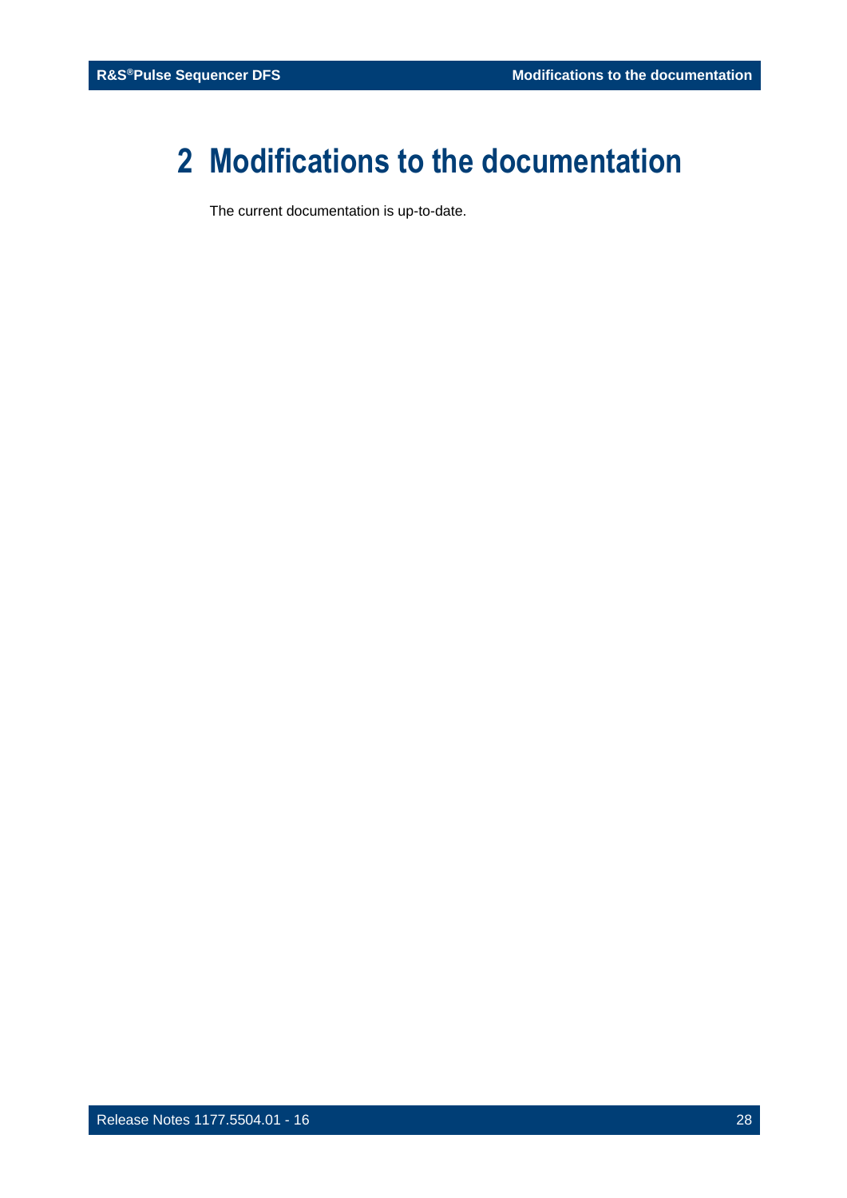# 2 Modifications to the documentation

The current documentation is up-to-date.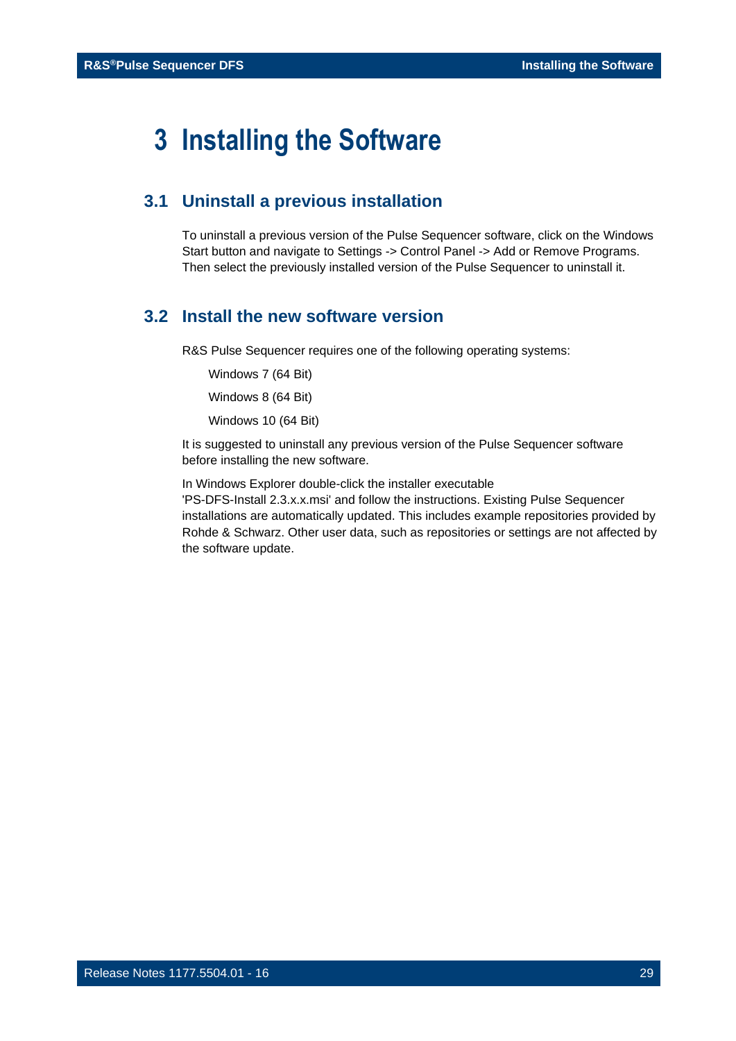# 3 Installing the Software

## 3.1 Uninstall a previous installation

To uninstall a previous version of the Pulse Sequencer software, click on the Windows Start button and navigate to Settings -> Control Panel -> Add or Remove Programs. Then select the previously installed version of the Pulse Sequencer to uninstall it.

## 3.2 Install the new software version

R&S Pulse Sequencer requires one of the following operating systems:

- Windows 7 (64 Bit)
- Windows 8 (64 Bit)
- Windows 10 (64 Bit)

It is suggested to uninstall any previous version of the Pulse Sequencer software before installing the new software.

In Windows Explorer double-click the installer executable 'PS-DFS-Install 2.3.x.x.msi' and follow the instructions. Existing Pulse Sequencer installations are automatically updated. This includes example repositories provided by Rohde & Schwarz. Other user data, such as repositories or settings are not affected by the software update.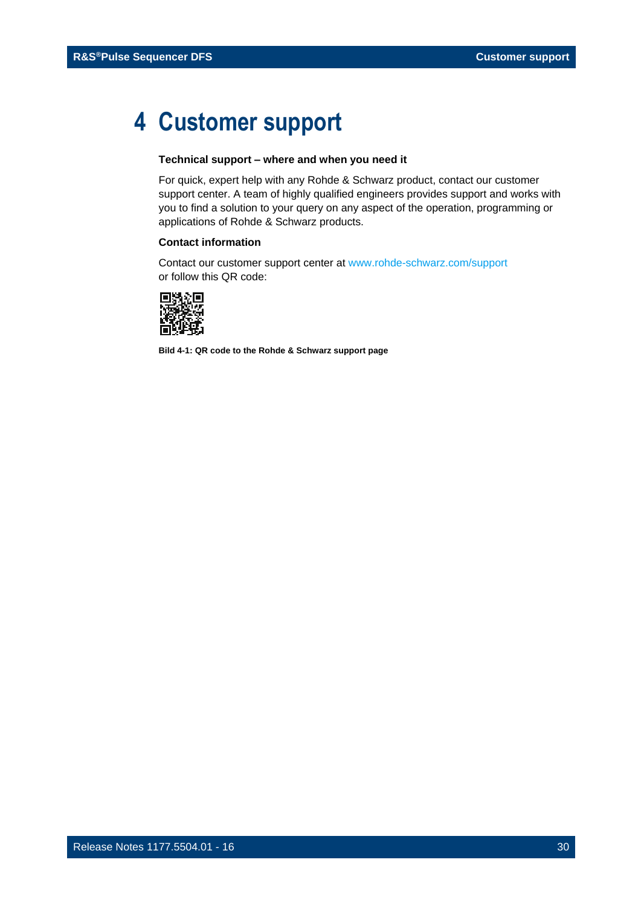# 4 Customer support

**Technical support – where and when you need it**

For quick, expert help with any Rohde & Schwarz product, contact our customer support center. A team of highly qualified engineers provides support and works with you to find a solution to your query on any aspect of the operation, programming or applications of Rohde & Schwarz products.

**Contact information**

Contact our customer support center at www.rohde-schwarz.com/support or follow this QR code:

**Bild 4-1: QR code to the Rohde & Schwarz support page**